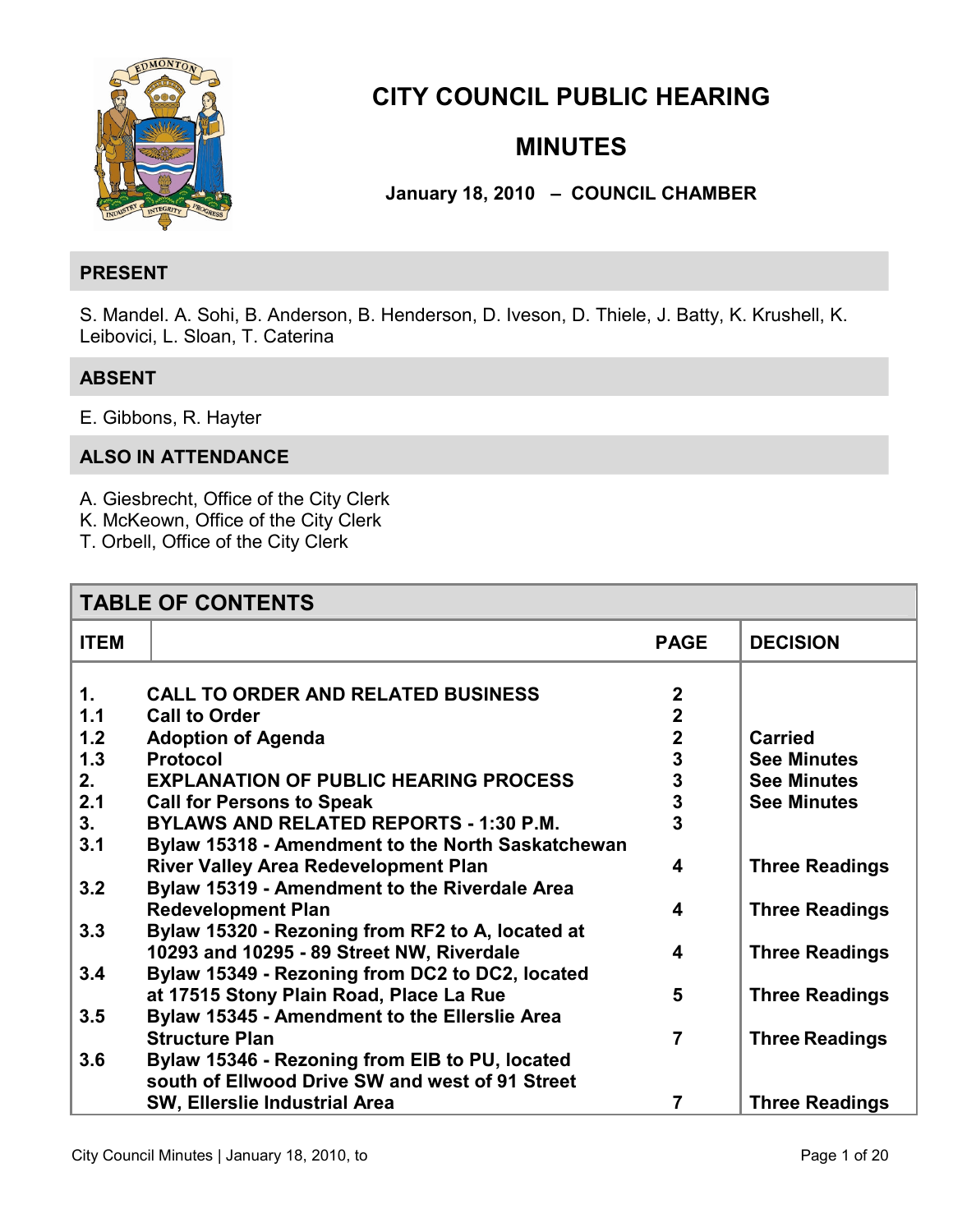# CITY COUNCIL PUBLIC HEARING

# MINUTES

**January 18, 2010 – COUNCIL CHAMBER**

## PRESENT

S. Mandel. A. Sohi, B. Anderson, B. Henderson, D. Iveson, D. Thiele, J. Batty, K. Krushell, K. Leibovici, L. Sloan, T. Caterina

## ABSENT

E. Gibbons, R. Hayter

## ALSO IN ATTENDANCE

A. Giesbrecht, Office of the City Clerk
K. McKeown, Office of the City Clerk
T. Orbell, Office of the City Clerk

## TABLE OF CONTENTS

| ITEM | | PAGE | DECISION |
|---|---|---|---|
| **1.** | **CALL TO ORDER AND RELATED BUSINESS** | **2** | |
| **1.1** | **Call to Order** | **2** | |
| **1.2** | **Adoption of Agenda** | **2** | **Carried** |
| **1.3** | **Protocol** | **3** | **See Minutes** |
| **2.** | **EXPLANATION OF PUBLIC HEARING PROCESS** | **3** | **See Minutes** |
| **2.1** | **Call for Persons to Speak** | **3** | **See Minutes** |
| **3.** | **BYLAWS AND RELATED REPORTS - 1:30 P.M.** | **3** | |
| **3.1** | **Bylaw 15318 - Amendment to the North Saskatchewan River Valley Area Redevelopment Plan** | **4** | **Three Readings** |
| **3.2** | **Bylaw 15319 - Amendment to the Riverdale Area Redevelopment Plan** | **4** | **Three Readings** |
| **3.3** | **Bylaw 15320 - Rezoning from RF2 to A, located at 10293 and 10295 - 89 Street NW, Riverdale** | **4** | **Three Readings** |
| **3.4** | **Bylaw 15349 - Rezoning from DC2 to DC2, located at 17515 Stony Plain Road, Place La Rue** | **5** | **Three Readings** |
| **3.5** | **Bylaw 15345 - Amendment to the Ellerslie Area Structure Plan** | **7** | **Three Readings** |
| **3.6** | **Bylaw 15346 - Rezoning from EIB to PU, located south of Ellwood Drive SW and west of 91 Street SW, Ellerslie Industrial Area** | **7** | **Three Readings** |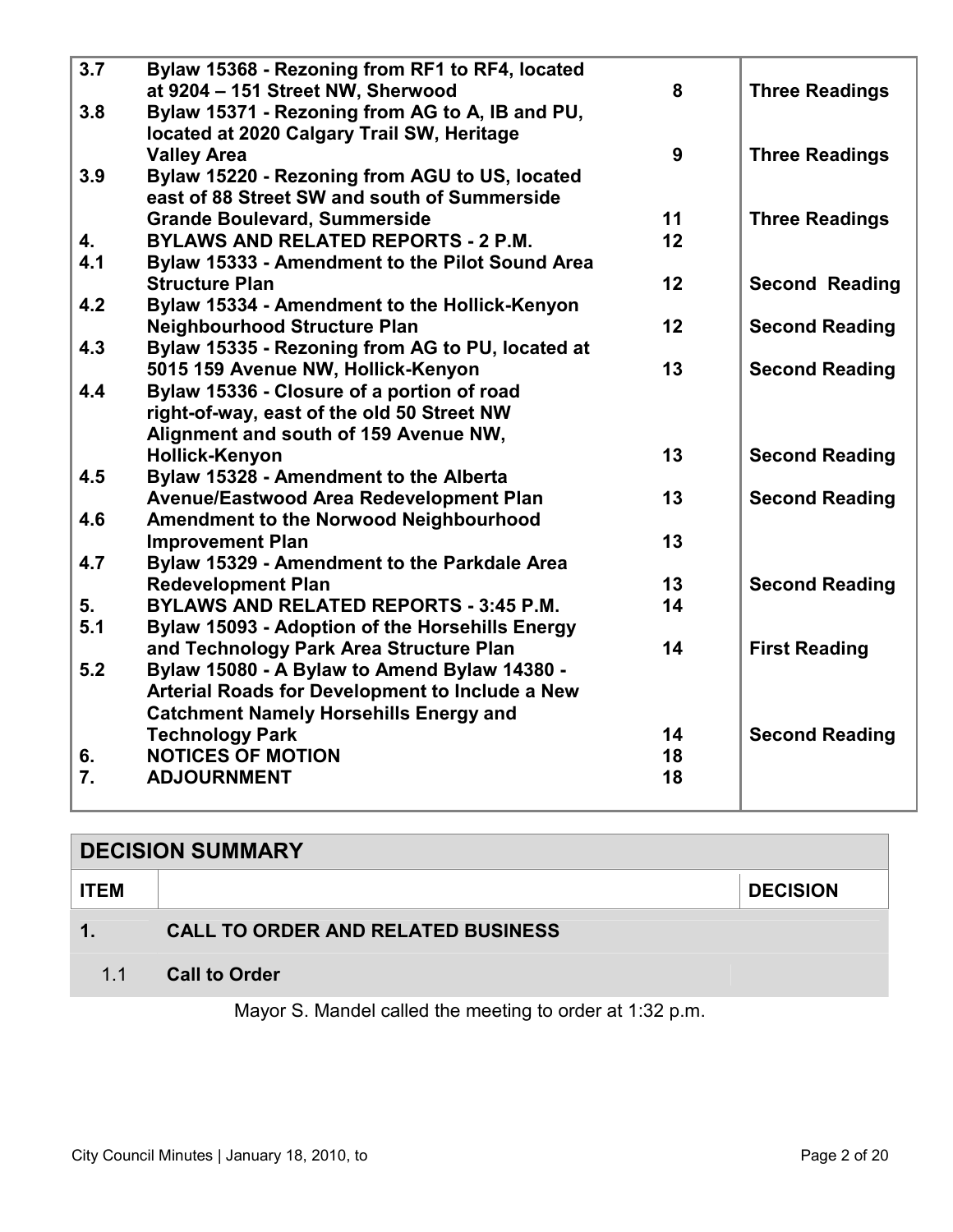| | | | |
|---|---|---|---|
| **3.7** | **Bylaw 15368 - Rezoning from RF1 to RF4, located at 9204 – 151 Street NW, Sherwood** | **8** | **Three Readings** |
| **3.8** | **Bylaw 15371 - Rezoning from AG to A, IB and PU, located at 2020 Calgary Trail SW, Heritage Valley Area** | **9** | **Three Readings** |
| **3.9** | **Bylaw 15220 - Rezoning from AGU to US, located east of 88 Street SW and south of Summerside Grande Boulevard, Summerside** | **11** | **Three Readings** |
| **4.** | **BYLAWS AND RELATED REPORTS - 2 P.M.** | **12** | |
| **4.1** | **Bylaw 15333 - Amendment to the Pilot Sound Area Structure Plan** | **12** | **Second Reading** |
| **4.2** | **Bylaw 15334 - Amendment to the Hollick-Kenyon Neighbourhood Structure Plan** | **12** | **Second Reading** |
| **4.3** | **Bylaw 15335 - Rezoning from AG to PU, located at 5015 159 Avenue NW, Hollick-Kenyon** | **13** | **Second Reading** |
| **4.4** | **Bylaw 15336 - Closure of a portion of road right-of-way, east of the old 50 Street NW Alignment and south of 159 Avenue NW, Hollick-Kenyon** | **13** | **Second Reading** |
| **4.5** | **Bylaw 15328 - Amendment to the Alberta Avenue/Eastwood Area Redevelopment Plan** | **13** | **Second Reading** |
| **4.6** | **Amendment to the Norwood Neighbourhood Improvement Plan** | **13** | |
| **4.7** | **Bylaw 15329 - Amendment to the Parkdale Area Redevelopment Plan** | **13** | **Second Reading** |
| **5.** | **BYLAWS AND RELATED REPORTS - 3:45 P.M.** | **14** | |
| **5.1** | **Bylaw 15093 - Adoption of the Horsehills Energy and Technology Park Area Structure Plan** | **14** | **First Reading** |
| **5.2** | **Bylaw 15080 - A Bylaw to Amend Bylaw 14380 - Arterial Roads for Development to Include a New Catchment Namely Horsehills Energy and Technology Park** | **14** | **Second Reading** |
| **6.** | **NOTICES OF MOTION** | **18** | |
| **7.** | **ADJOURNMENT** | **18** | |

## DECISION SUMMARY

| ITEM | | DECISION |
|---|---|---|
| **1.** | **CALL TO ORDER AND RELATED BUSINESS** | |
| 1.1 | **Call to Order** | |

Mayor S. Mandel called the meeting to order at 1:32 p.m.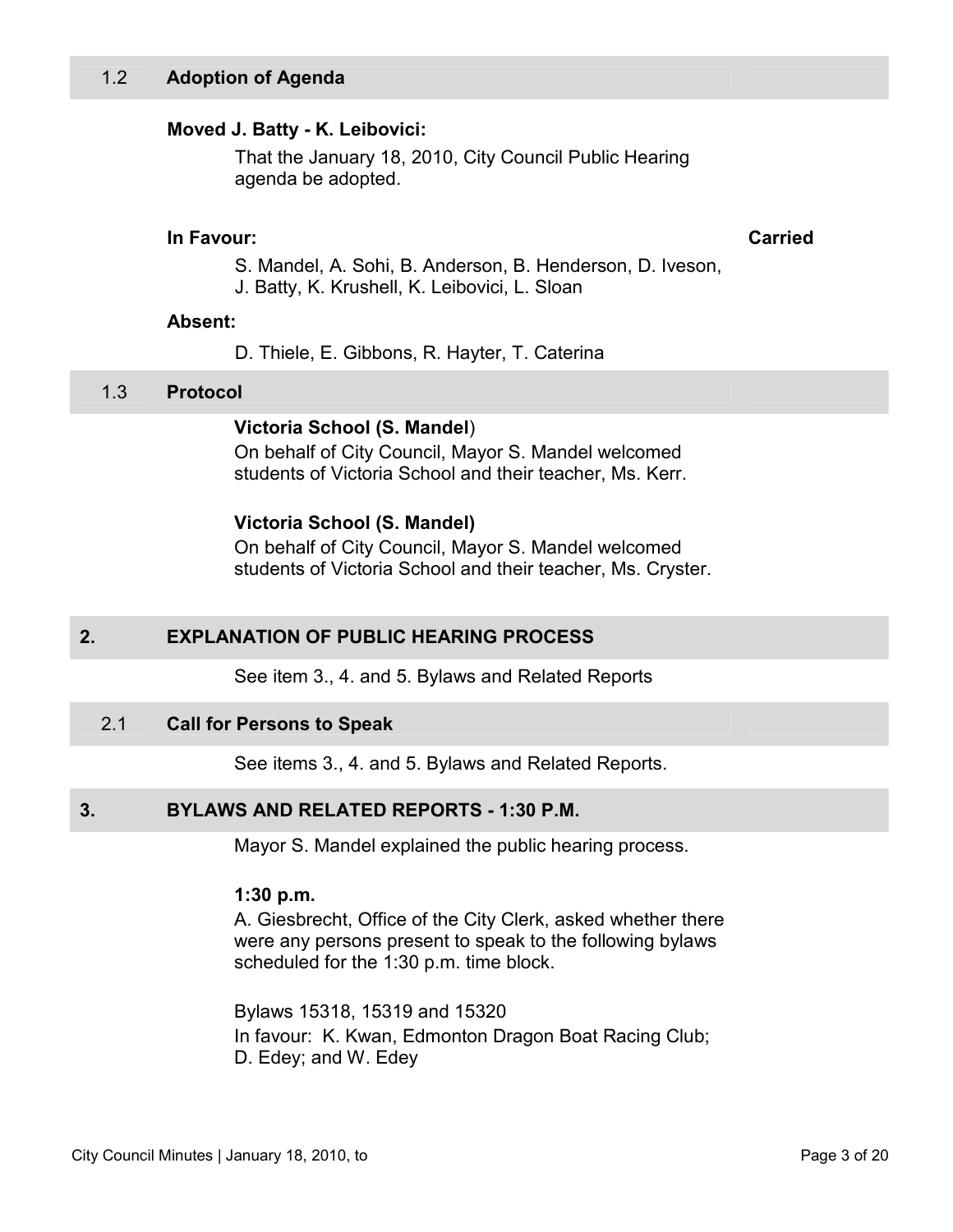### 1.2 Adoption of Agenda

**Moved J. Batty - K. Leibovici:**

That the January 18, 2010, City Council Public Hearing agenda be adopted.

**In Favour:** **Carried**

S. Mandel, A. Sohi, B. Anderson, B. Henderson, D. Iveson, J. Batty, K. Krushell, K. Leibovici, L. Sloan

**Absent:**

D. Thiele, E. Gibbons, R. Hayter, T. Caterina

### 1.3 Protocol

**Victoria School (S. Mandel**)

On behalf of City Council, Mayor S. Mandel welcomed students of Victoria School and their teacher, Ms. Kerr.

**Victoria School (S. Mandel)**

On behalf of City Council, Mayor S. Mandel welcomed students of Victoria School and their teacher, Ms. Cryster.

## 2. EXPLANATION OF PUBLIC HEARING PROCESS

See item 3., 4. and 5. Bylaws and Related Reports

### 2.1 Call for Persons to Speak

See items 3., 4. and 5. Bylaws and Related Reports.

## 3. BYLAWS AND RELATED REPORTS - 1:30 P.M.

Mayor S. Mandel explained the public hearing process.

**1:30 p.m.**

A. Giesbrecht, Office of the City Clerk, asked whether there were any persons present to speak to the following bylaws scheduled for the 1:30 p.m. time block.

Bylaws 15318, 15319 and 15320
In favour: K. Kwan, Edmonton Dragon Boat Racing Club; D. Edey; and W. Edey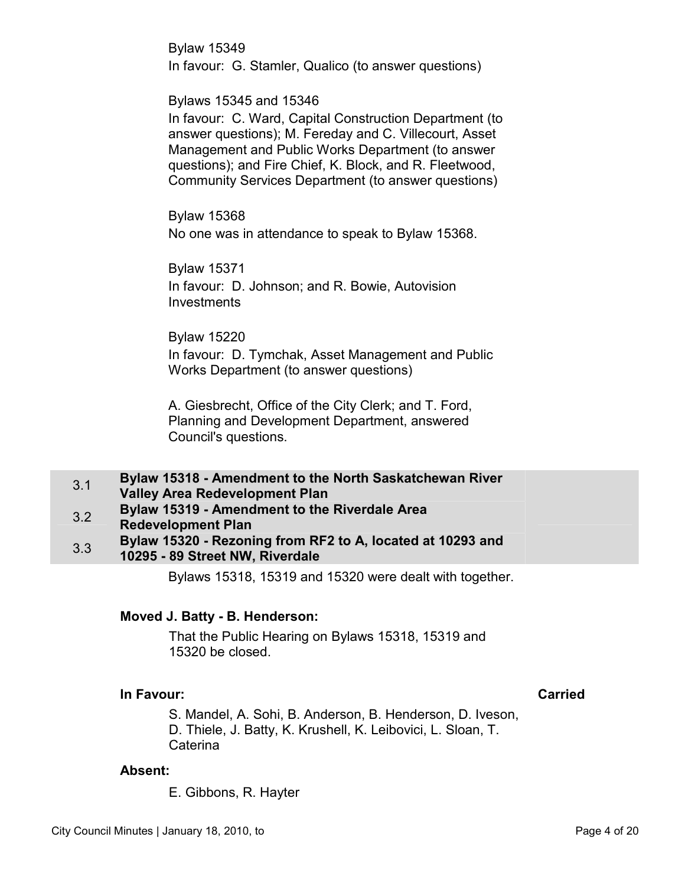Bylaw 15349
In favour: G. Stamler, Qualico (to answer questions)

Bylaws 15345 and 15346
In favour: C. Ward, Capital Construction Department (to answer questions); M. Fereday and C. Villecourt, Asset Management and Public Works Department (to answer questions); and Fire Chief, K. Block, and R. Fleetwood, Community Services Department (to answer questions)

Bylaw 15368
No one was in attendance to speak to Bylaw 15368.

Bylaw 15371
In favour: D. Johnson; and R. Bowie, Autovision Investments

Bylaw 15220
In favour: D. Tymchak, Asset Management and Public Works Department (to answer questions)

A. Giesbrecht, Office of the City Clerk; and T. Ford, Planning and Development Department, answered Council's questions.

### 3.1 Bylaw 15318 - Amendment to the North Saskatchewan River Valley Area Redevelopment Plan

### 3.2 Bylaw 15319 - Amendment to the Riverdale Area Redevelopment Plan

### 3.3 Bylaw 15320 - Rezoning from RF2 to A, located at 10293 and 10295 - 89 Street NW, Riverdale

Bylaws 15318, 15319 and 15320 were dealt with together.

**Moved J. Batty - B. Henderson:**

That the Public Hearing on Bylaws 15318, 15319 and 15320 be closed.

**In Favour:** **Carried**

S. Mandel, A. Sohi, B. Anderson, B. Henderson, D. Iveson, D. Thiele, J. Batty, K. Krushell, K. Leibovici, L. Sloan, T. Caterina

**Absent:**

E. Gibbons, R. Hayter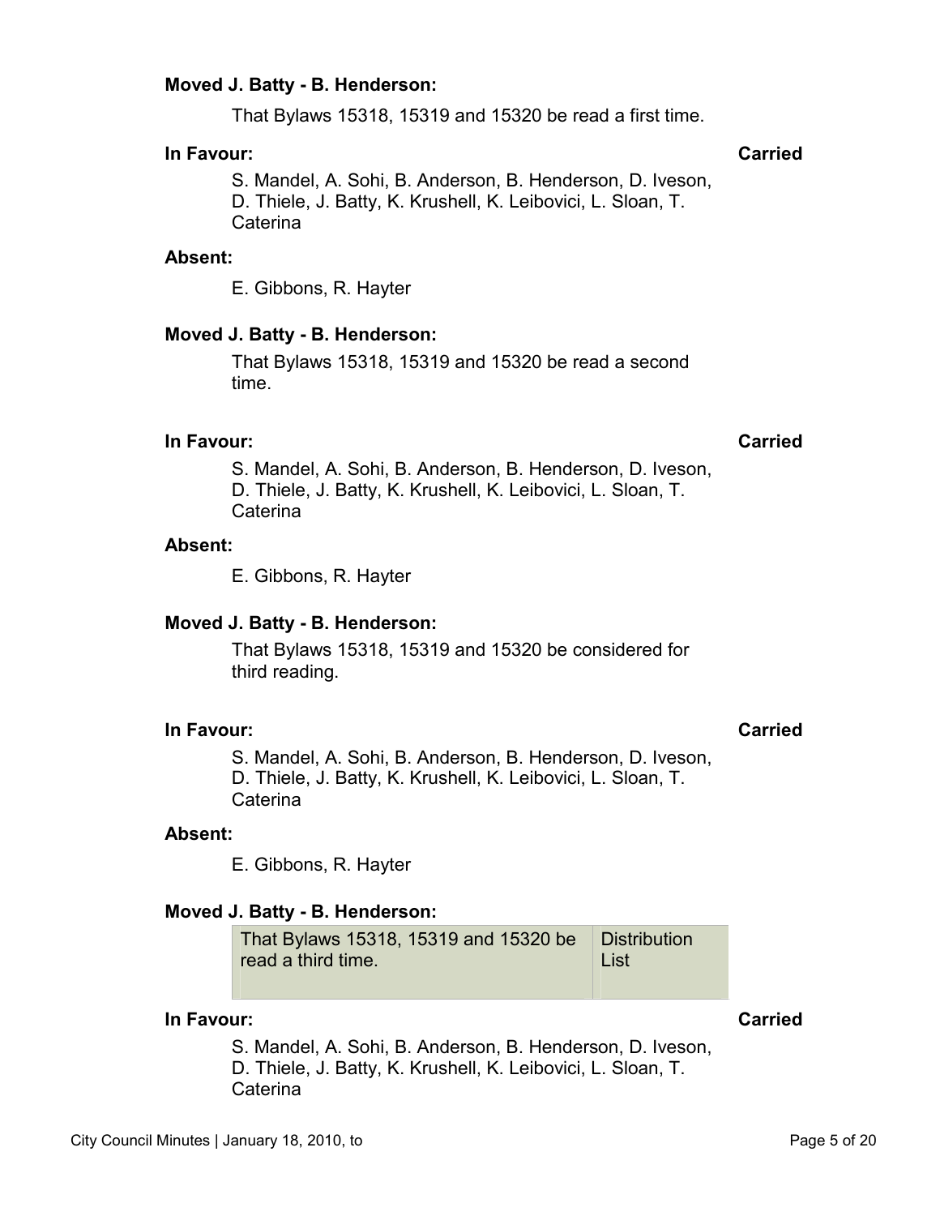**Moved J. Batty - B. Henderson:**

That Bylaws 15318, 15319 and 15320 be read a first time.

**In Favour:** **Carried**

S. Mandel, A. Sohi, B. Anderson, B. Henderson, D. Iveson, D. Thiele, J. Batty, K. Krushell, K. Leibovici, L. Sloan, T. Caterina

**Absent:**

E. Gibbons, R. Hayter

**Moved J. Batty - B. Henderson:**

That Bylaws 15318, 15319 and 15320 be read a second time.

**In Favour:** **Carried**

S. Mandel, A. Sohi, B. Anderson, B. Henderson, D. Iveson, D. Thiele, J. Batty, K. Krushell, K. Leibovici, L. Sloan, T. Caterina

**Absent:**

E. Gibbons, R. Hayter

**Moved J. Batty - B. Henderson:**

That Bylaws 15318, 15319 and 15320 be considered for third reading.

**In Favour:** **Carried**

S. Mandel, A. Sohi, B. Anderson, B. Henderson, D. Iveson, D. Thiele, J. Batty, K. Krushell, K. Leibovici, L. Sloan, T. Caterina

**Absent:**

E. Gibbons, R. Hayter

**Moved J. Batty - B. Henderson:**

| That Bylaws 15318, 15319 and 15320 be read a third time. | Distribution List |
|---|---|

**In Favour:** **Carried**

S. Mandel, A. Sohi, B. Anderson, B. Henderson, D. Iveson, D. Thiele, J. Batty, K. Krushell, K. Leibovici, L. Sloan, T. Caterina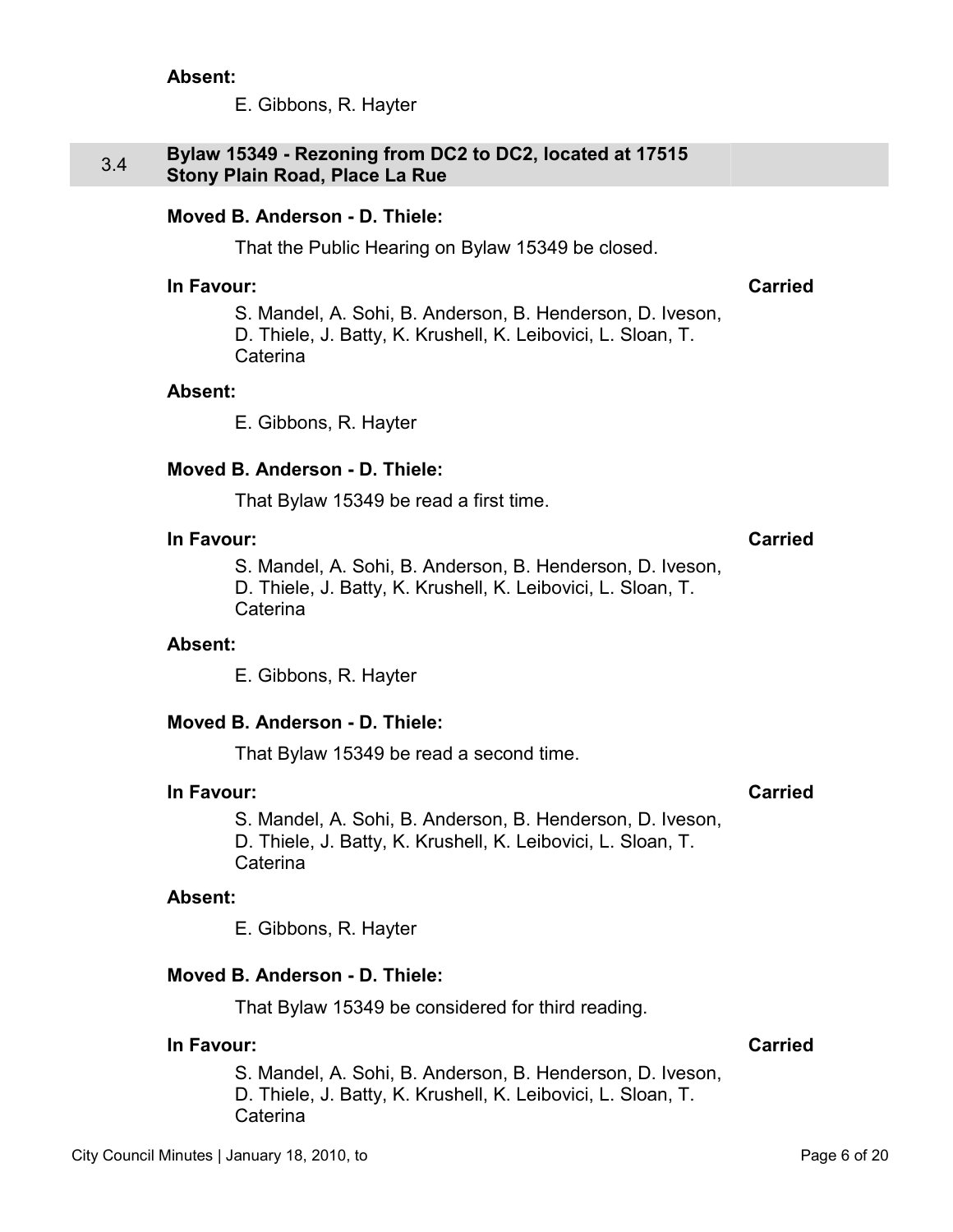**Absent:**

E. Gibbons, R. Hayter

## 3.4 Bylaw 15349 - Rezoning from DC2 to DC2, located at 17515 Stony Plain Road, Place La Rue

**Moved B. Anderson - D. Thiele:**

That the Public Hearing on Bylaw 15349 be closed.

**In Favour:** **Carried**

S. Mandel, A. Sohi, B. Anderson, B. Henderson, D. Iveson, D. Thiele, J. Batty, K. Krushell, K. Leibovici, L. Sloan, T. Caterina

**Absent:**

E. Gibbons, R. Hayter

**Moved B. Anderson - D. Thiele:**

That Bylaw 15349 be read a first time.

**In Favour:** **Carried**

S. Mandel, A. Sohi, B. Anderson, B. Henderson, D. Iveson, D. Thiele, J. Batty, K. Krushell, K. Leibovici, L. Sloan, T. Caterina

**Absent:**

E. Gibbons, R. Hayter

**Moved B. Anderson - D. Thiele:**

That Bylaw 15349 be read a second time.

**In Favour:** **Carried**

S. Mandel, A. Sohi, B. Anderson, B. Henderson, D. Iveson, D. Thiele, J. Batty, K. Krushell, K. Leibovici, L. Sloan, T. Caterina

**Absent:**

E. Gibbons, R. Hayter

**Moved B. Anderson - D. Thiele:**

That Bylaw 15349 be considered for third reading.

**In Favour:** **Carried**

S. Mandel, A. Sohi, B. Anderson, B. Henderson, D. Iveson, D. Thiele, J. Batty, K. Krushell, K. Leibovici, L. Sloan, T. Caterina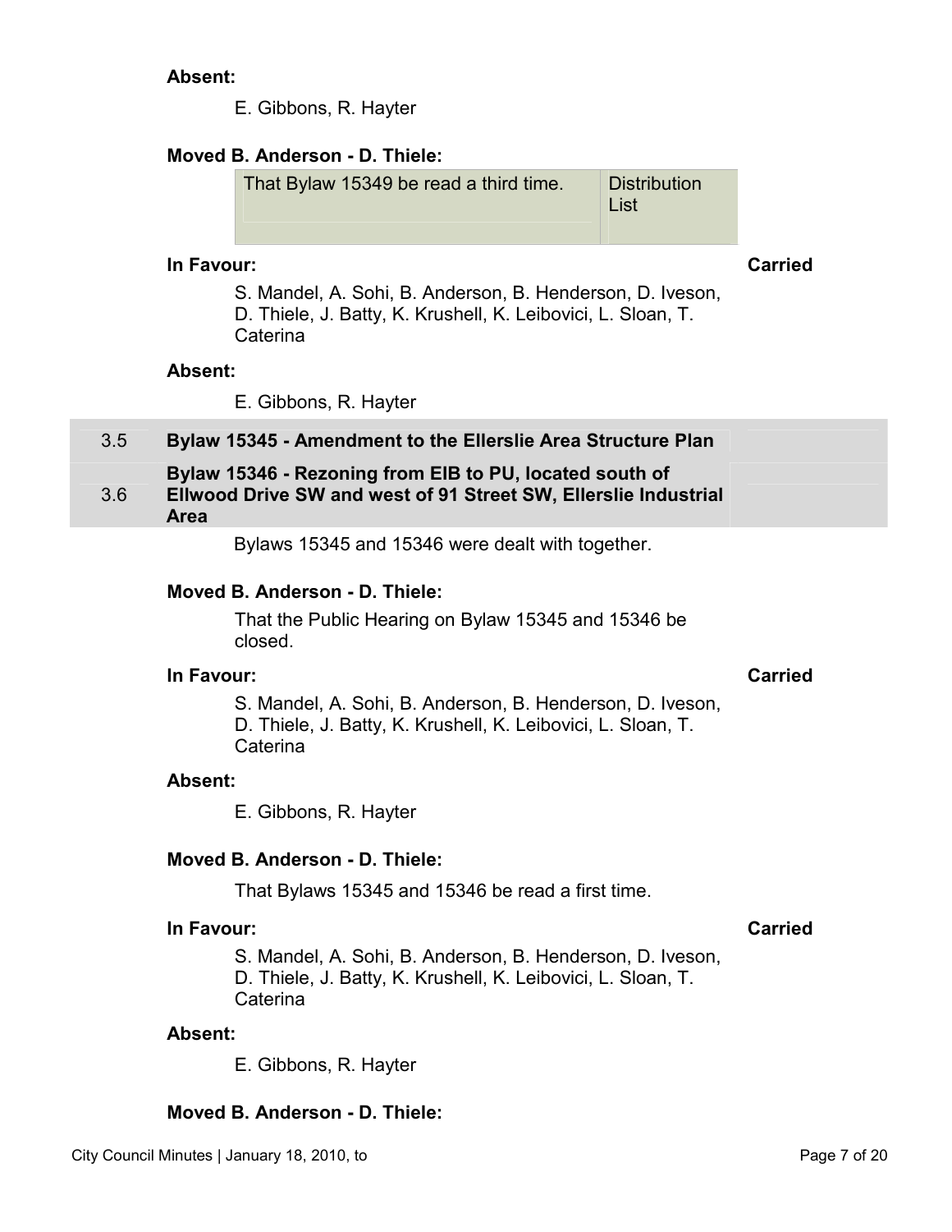**Absent:**

E. Gibbons, R. Hayter

**Moved B. Anderson - D. Thiele:**

| That Bylaw 15349 be read a third time. | Distribution List |
|---|---|

**In Favour:** **Carried**

S. Mandel, A. Sohi, B. Anderson, B. Henderson, D. Iveson, D. Thiele, J. Batty, K. Krushell, K. Leibovici, L. Sloan, T. Caterina

**Absent:**

E. Gibbons, R. Hayter

### 3.5 Bylaw 15345 - Amendment to the Ellerslie Area Structure Plan

### 3.6 Bylaw 15346 - Rezoning from EIB to PU, located south of Ellwood Drive SW and west of 91 Street SW, Ellerslie Industrial Area

Bylaws 15345 and 15346 were dealt with together.

**Moved B. Anderson - D. Thiele:**

That the Public Hearing on Bylaw 15345 and 15346 be closed.

**In Favour:** **Carried**

S. Mandel, A. Sohi, B. Anderson, B. Henderson, D. Iveson, D. Thiele, J. Batty, K. Krushell, K. Leibovici, L. Sloan, T. Caterina

**Absent:**

E. Gibbons, R. Hayter

**Moved B. Anderson - D. Thiele:**

That Bylaws 15345 and 15346 be read a first time.

**In Favour:** **Carried**

S. Mandel, A. Sohi, B. Anderson, B. Henderson, D. Iveson, D. Thiele, J. Batty, K. Krushell, K. Leibovici, L. Sloan, T. Caterina

**Absent:**

E. Gibbons, R. Hayter

**Moved B. Anderson - D. Thiele:**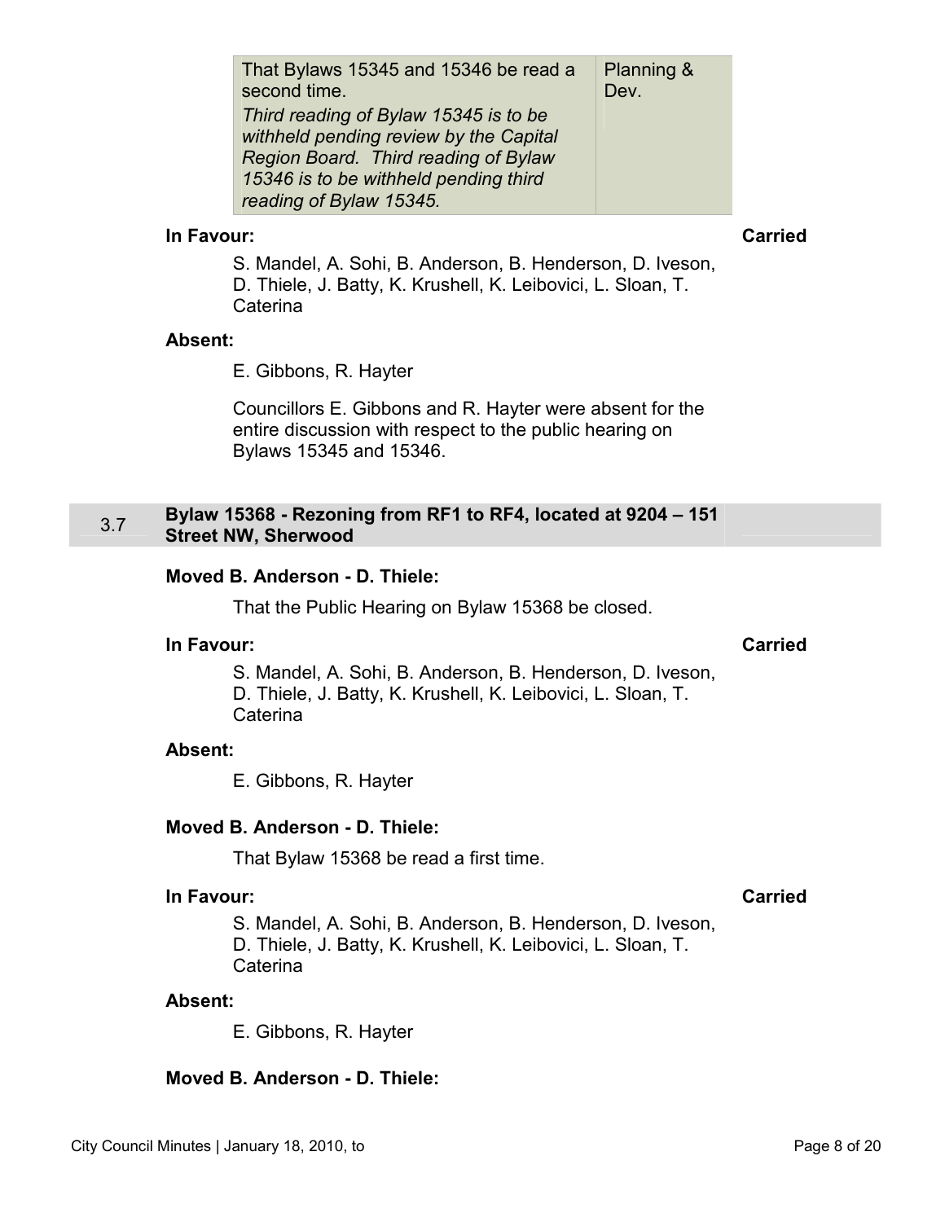| That Bylaws 15345 and 15346 be read a second time. *Third reading of Bylaw 15345 is to be withheld pending review by the Capital Region Board. Third reading of Bylaw 15346 is to be withheld pending third reading of Bylaw 15345.* | Planning & Dev. |
|---|---|

**In Favour:** **Carried**

S. Mandel, A. Sohi, B. Anderson, B. Henderson, D. Iveson, D. Thiele, J. Batty, K. Krushell, K. Leibovici, L. Sloan, T. Caterina

**Absent:**

E. Gibbons, R. Hayter

Councillors E. Gibbons and R. Hayter were absent for the entire discussion with respect to the public hearing on Bylaws 15345 and 15346.

## 3.7 Bylaw 15368 - Rezoning from RF1 to RF4, located at 9204 – 151 Street NW, Sherwood

**Moved B. Anderson - D. Thiele:**

That the Public Hearing on Bylaw 15368 be closed.

**In Favour:** **Carried**

S. Mandel, A. Sohi, B. Anderson, B. Henderson, D. Iveson, D. Thiele, J. Batty, K. Krushell, K. Leibovici, L. Sloan, T. Caterina

**Absent:**

E. Gibbons, R. Hayter

**Moved B. Anderson - D. Thiele:**

That Bylaw 15368 be read a first time.

**In Favour:** **Carried**

S. Mandel, A. Sohi, B. Anderson, B. Henderson, D. Iveson, D. Thiele, J. Batty, K. Krushell, K. Leibovici, L. Sloan, T. Caterina

**Absent:**

E. Gibbons, R. Hayter

**Moved B. Anderson - D. Thiele:**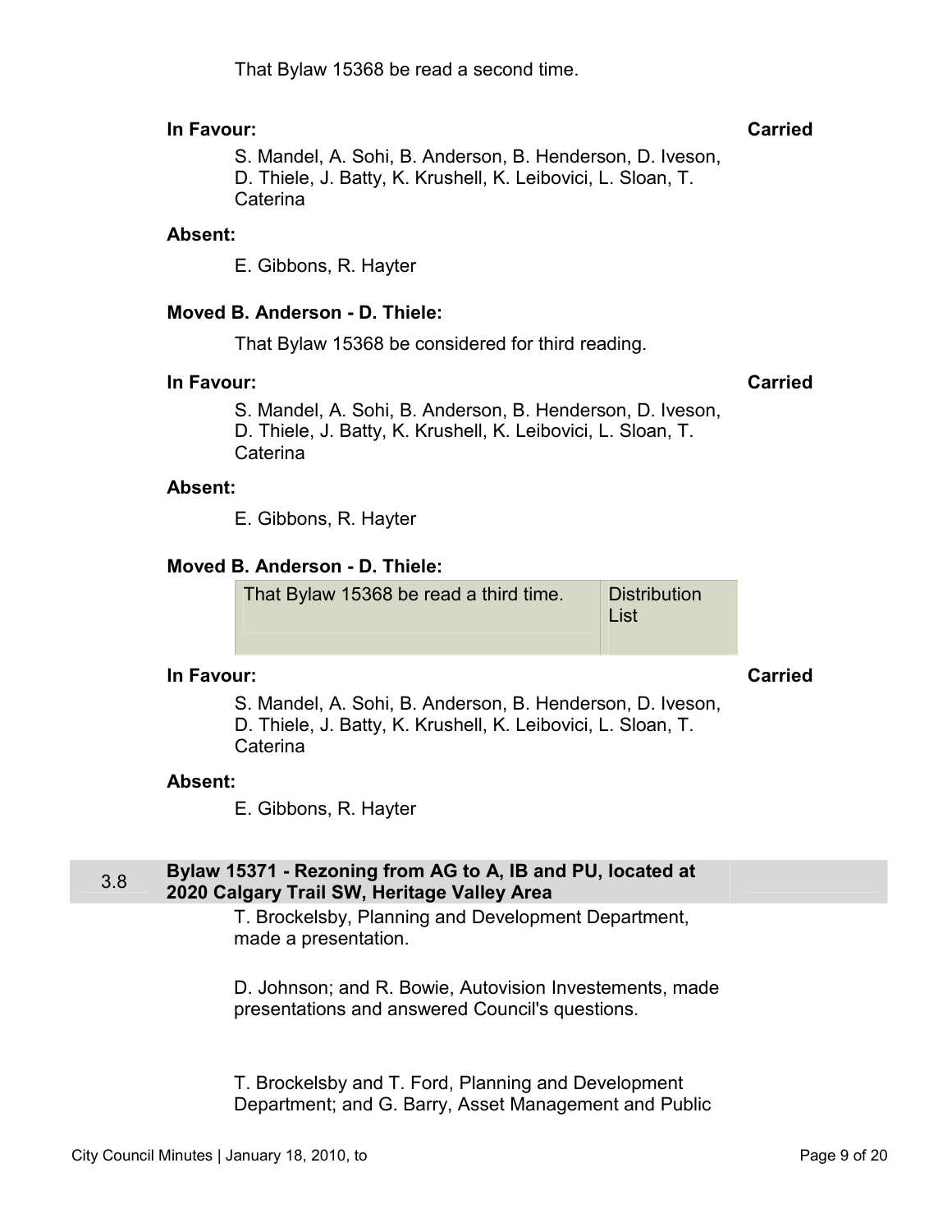That Bylaw 15368 be read a second time.

**In Favour:** **Carried**

S. Mandel, A. Sohi, B. Anderson, B. Henderson, D. Iveson, D. Thiele, J. Batty, K. Krushell, K. Leibovici, L. Sloan, T. Caterina

**Absent:**

E. Gibbons, R. Hayter

**Moved B. Anderson - D. Thiele:**

That Bylaw 15368 be considered for third reading.

**In Favour:** **Carried**

S. Mandel, A. Sohi, B. Anderson, B. Henderson, D. Iveson, D. Thiele, J. Batty, K. Krushell, K. Leibovici, L. Sloan, T. Caterina

**Absent:**

E. Gibbons, R. Hayter

**Moved B. Anderson - D. Thiele:**

| That Bylaw 15368 be read a third time. | Distribution List |
|---|---|

**In Favour:** **Carried**

S. Mandel, A. Sohi, B. Anderson, B. Henderson, D. Iveson, D. Thiele, J. Batty, K. Krushell, K. Leibovici, L. Sloan, T. Caterina

**Absent:**

E. Gibbons, R. Hayter

### 3.8 Bylaw 15371 - Rezoning from AG to A, IB and PU, located at 2020 Calgary Trail SW, Heritage Valley Area

T. Brockelsby, Planning and Development Department, made a presentation.

D. Johnson; and R. Bowie, Autovision Investements, made presentations and answered Council's questions.

T. Brockelsby and T. Ford, Planning and Development Department; and G. Barry, Asset Management and Public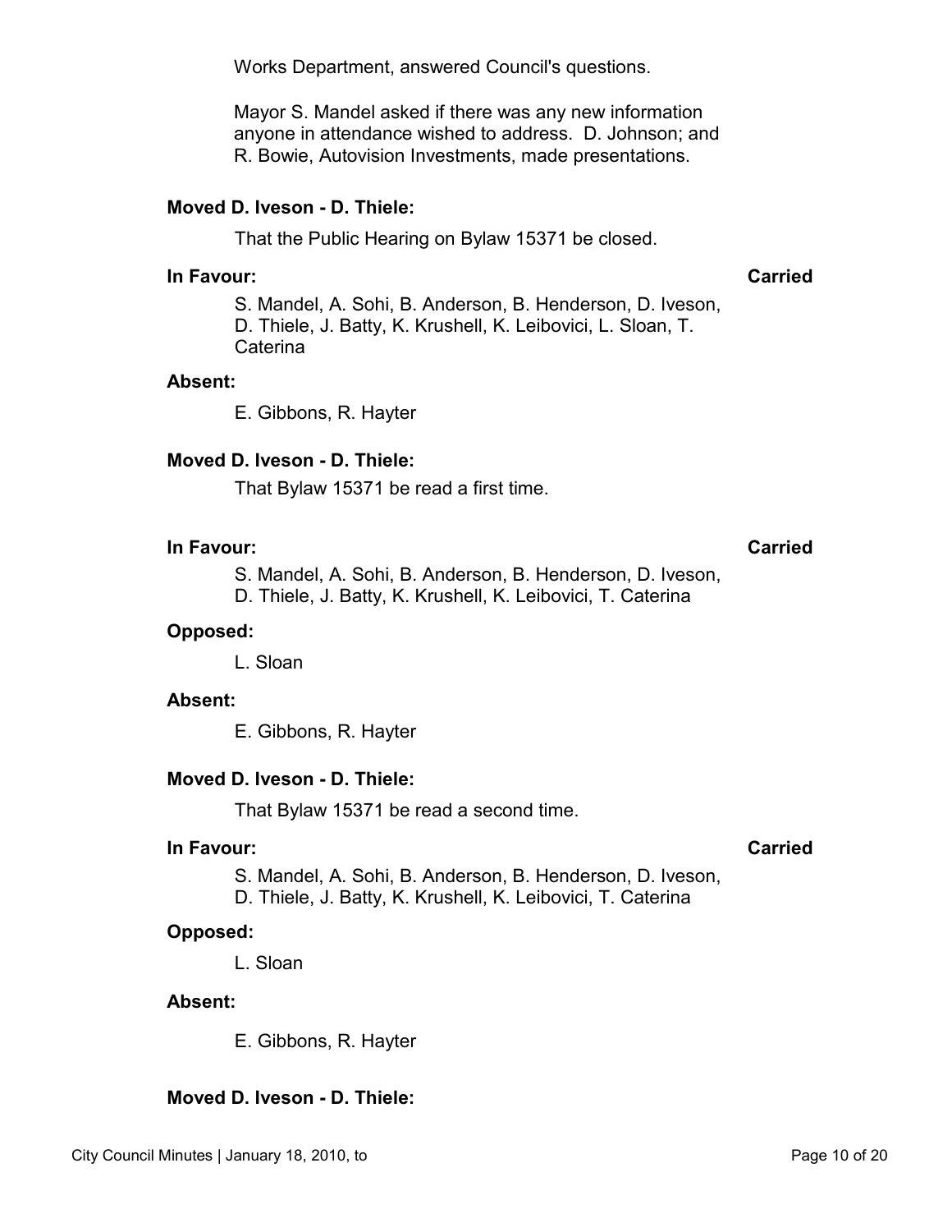Works Department, answered Council's questions.

Mayor S. Mandel asked if there was any new information anyone in attendance wished to address. D. Johnson; and R. Bowie, Autovision Investments, made presentations.

**Moved D. Iveson - D. Thiele:**

That the Public Hearing on Bylaw 15371 be closed.

**In Favour:** **Carried**

S. Mandel, A. Sohi, B. Anderson, B. Henderson, D. Iveson, D. Thiele, J. Batty, K. Krushell, K. Leibovici, L. Sloan, T. Caterina

**Absent:**

E. Gibbons, R. Hayter

**Moved D. Iveson - D. Thiele:**

That Bylaw 15371 be read a first time.

**In Favour:** **Carried**

S. Mandel, A. Sohi, B. Anderson, B. Henderson, D. Iveson, D. Thiele, J. Batty, K. Krushell, K. Leibovici, T. Caterina

**Opposed:**

L. Sloan

**Absent:**

E. Gibbons, R. Hayter

**Moved D. Iveson - D. Thiele:**

That Bylaw 15371 be read a second time.

**In Favour:** **Carried**

S. Mandel, A. Sohi, B. Anderson, B. Henderson, D. Iveson, D. Thiele, J. Batty, K. Krushell, K. Leibovici, T. Caterina

**Opposed:**

L. Sloan

**Absent:**

E. Gibbons, R. Hayter

**Moved D. Iveson - D. Thiele:**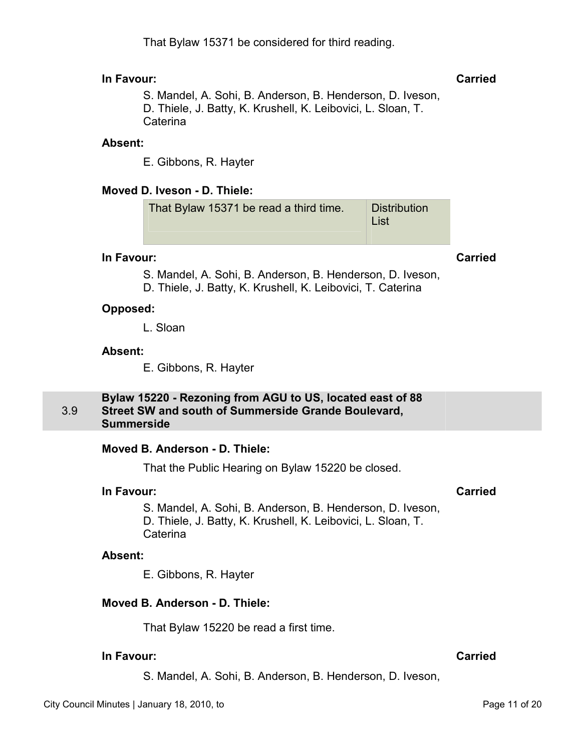That Bylaw 15371 be considered for third reading.

**In Favour:** **Carried**

S. Mandel, A. Sohi, B. Anderson, B. Henderson, D. Iveson, D. Thiele, J. Batty, K. Krushell, K. Leibovici, L. Sloan, T. Caterina

**Absent:**

E. Gibbons, R. Hayter

**Moved D. Iveson - D. Thiele:**

| That Bylaw 15371 be read a third time. | Distribution List |
|---|---|

**In Favour:** **Carried**

S. Mandel, A. Sohi, B. Anderson, B. Henderson, D. Iveson, D. Thiele, J. Batty, K. Krushell, K. Leibovici, T. Caterina

**Opposed:**

L. Sloan

**Absent:**

E. Gibbons, R. Hayter

### 3.9 Bylaw 15220 - Rezoning from AGU to US, located east of 88 Street SW and south of Summerside Grande Boulevard, Summerside

**Moved B. Anderson - D. Thiele:**

That the Public Hearing on Bylaw 15220 be closed.

**In Favour:** **Carried**

S. Mandel, A. Sohi, B. Anderson, B. Henderson, D. Iveson, D. Thiele, J. Batty, K. Krushell, K. Leibovici, L. Sloan, T. Caterina

**Absent:**

E. Gibbons, R. Hayter

**Moved B. Anderson - D. Thiele:**

That Bylaw 15220 be read a first time.

**In Favour:** **Carried**

S. Mandel, A. Sohi, B. Anderson, B. Henderson, D. Iveson,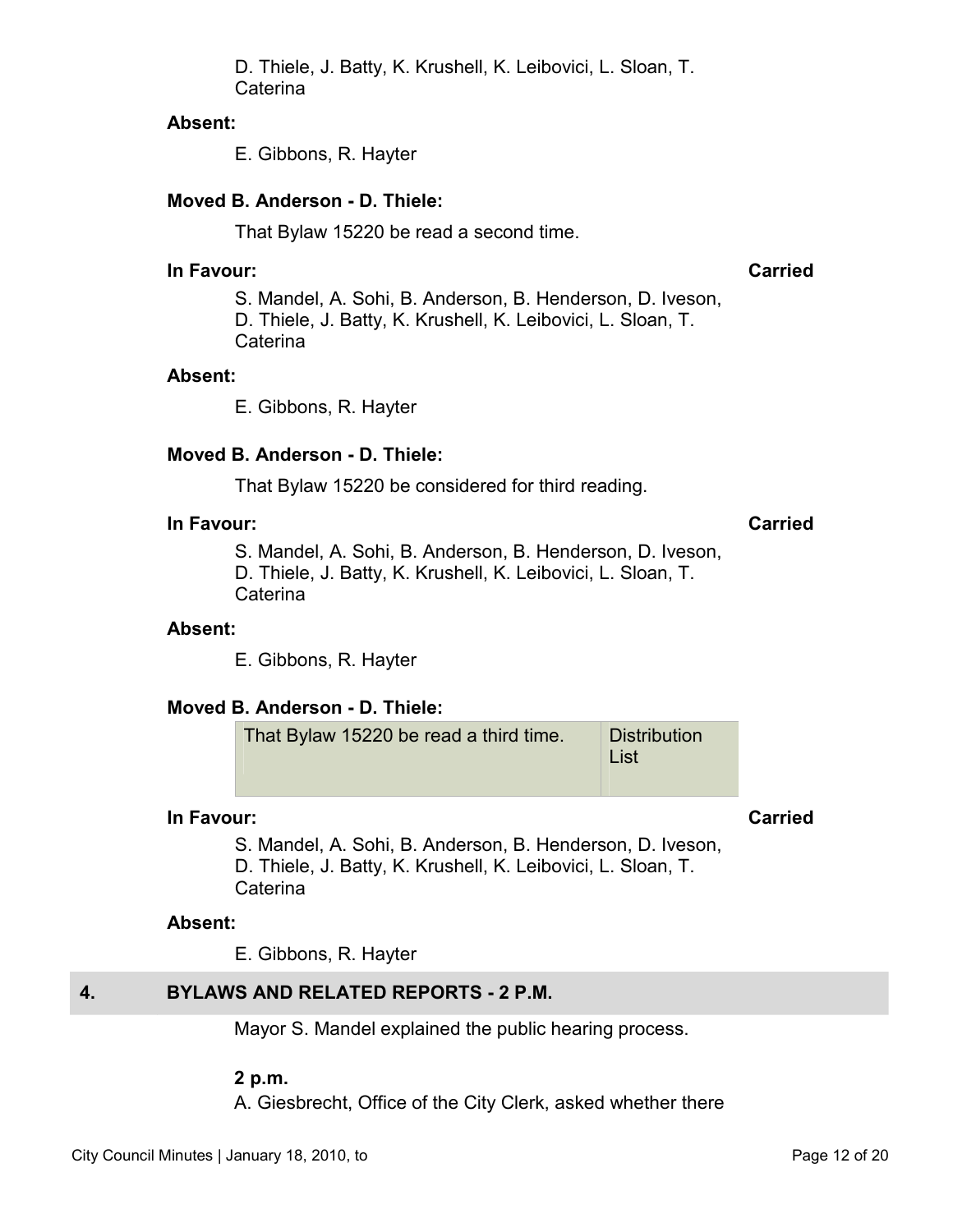D. Thiele, J. Batty, K. Krushell, K. Leibovici, L. Sloan, T. Caterina

**Absent:**

E. Gibbons, R. Hayter

**Moved B. Anderson - D. Thiele:**

That Bylaw 15220 be read a second time.

**In Favour:** **Carried**

S. Mandel, A. Sohi, B. Anderson, B. Henderson, D. Iveson, D. Thiele, J. Batty, K. Krushell, K. Leibovici, L. Sloan, T. Caterina

**Absent:**

E. Gibbons, R. Hayter

**Moved B. Anderson - D. Thiele:**

That Bylaw 15220 be considered for third reading.

**In Favour:** **Carried**

S. Mandel, A. Sohi, B. Anderson, B. Henderson, D. Iveson, D. Thiele, J. Batty, K. Krushell, K. Leibovici, L. Sloan, T. Caterina

**Absent:**

E. Gibbons, R. Hayter

**Moved B. Anderson - D. Thiele:**

| That Bylaw 15220 be read a third time. | Distribution List |
|---|---|

**In Favour:** **Carried**

S. Mandel, A. Sohi, B. Anderson, B. Henderson, D. Iveson, D. Thiele, J. Batty, K. Krushell, K. Leibovici, L. Sloan, T. Caterina

**Absent:**

E. Gibbons, R. Hayter

## 4. BYLAWS AND RELATED REPORTS - 2 P.M.

Mayor S. Mandel explained the public hearing process.

**2 p.m.**

A. Giesbrecht, Office of the City Clerk, asked whether there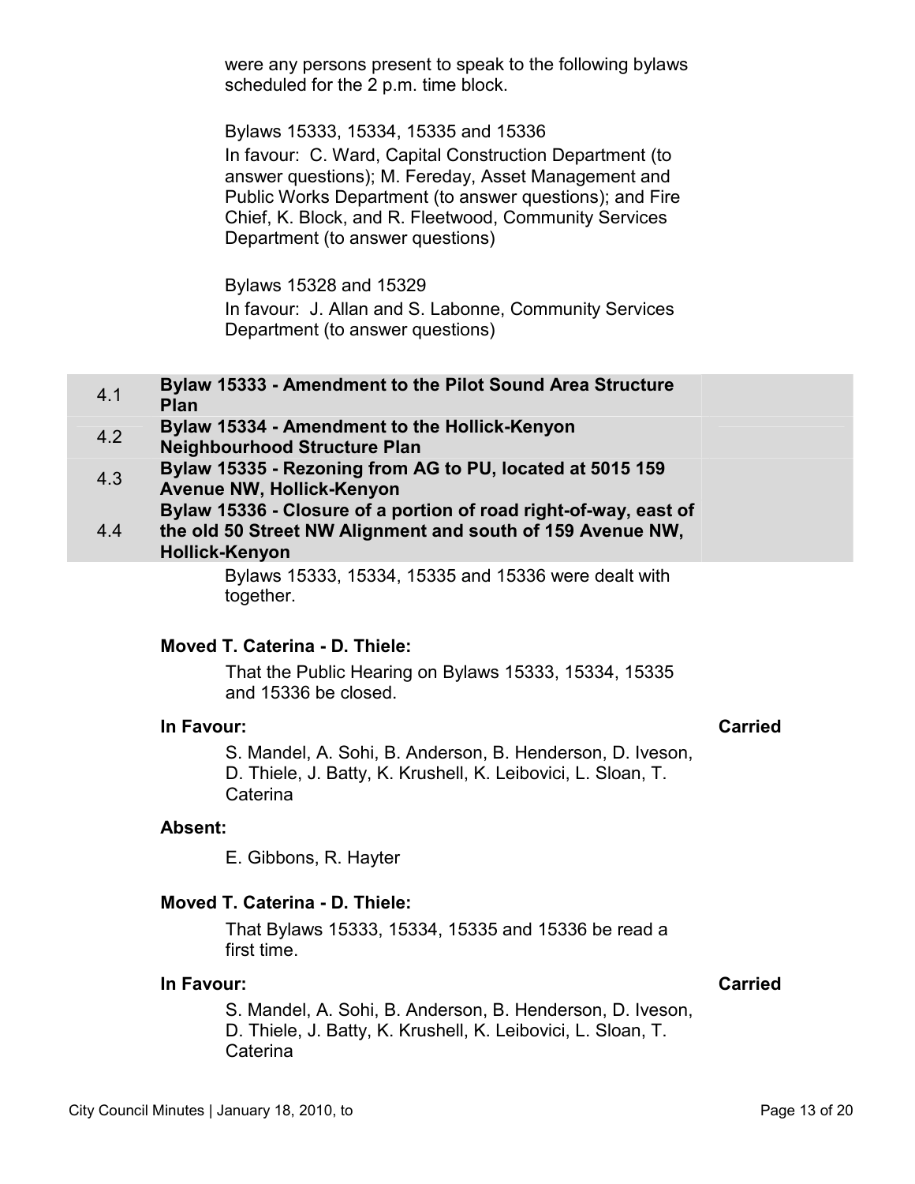were any persons present to speak to the following bylaws scheduled for the 2 p.m. time block.

Bylaws 15333, 15334, 15335 and 15336
In favour: C. Ward, Capital Construction Department (to answer questions); M. Fereday, Asset Management and Public Works Department (to answer questions); and Fire Chief, K. Block, and R. Fleetwood, Community Services Department (to answer questions)

Bylaws 15328 and 15329
In favour: J. Allan and S. Labonne, Community Services Department (to answer questions)

| | | |
|---|---|---|
| 4.1 | **Bylaw 15333 - Amendment to the Pilot Sound Area Structure Plan** | |
| 4.2 | **Bylaw 15334 - Amendment to the Hollick-Kenyon Neighbourhood Structure Plan** | |
| 4.3 | **Bylaw 15335 - Rezoning from AG to PU, located at 5015 159 Avenue NW, Hollick-Kenyon** | |
| 4.4 | **Bylaw 15336 - Closure of a portion of road right-of-way, east of the old 50 Street NW Alignment and south of 159 Avenue NW, Hollick-Kenyon** | |

Bylaws 15333, 15334, 15335 and 15336 were dealt with together.

**Moved T. Caterina - D. Thiele:**

That the Public Hearing on Bylaws 15333, 15334, 15335 and 15336 be closed.

**In Favour:** **Carried**

S. Mandel, A. Sohi, B. Anderson, B. Henderson, D. Iveson, D. Thiele, J. Batty, K. Krushell, K. Leibovici, L. Sloan, T. Caterina

**Absent:**

E. Gibbons, R. Hayter

**Moved T. Caterina - D. Thiele:**

That Bylaws 15333, 15334, 15335 and 15336 be read a first time.

**In Favour:** **Carried**

S. Mandel, A. Sohi, B. Anderson, B. Henderson, D. Iveson, D. Thiele, J. Batty, K. Krushell, K. Leibovici, L. Sloan, T. Caterina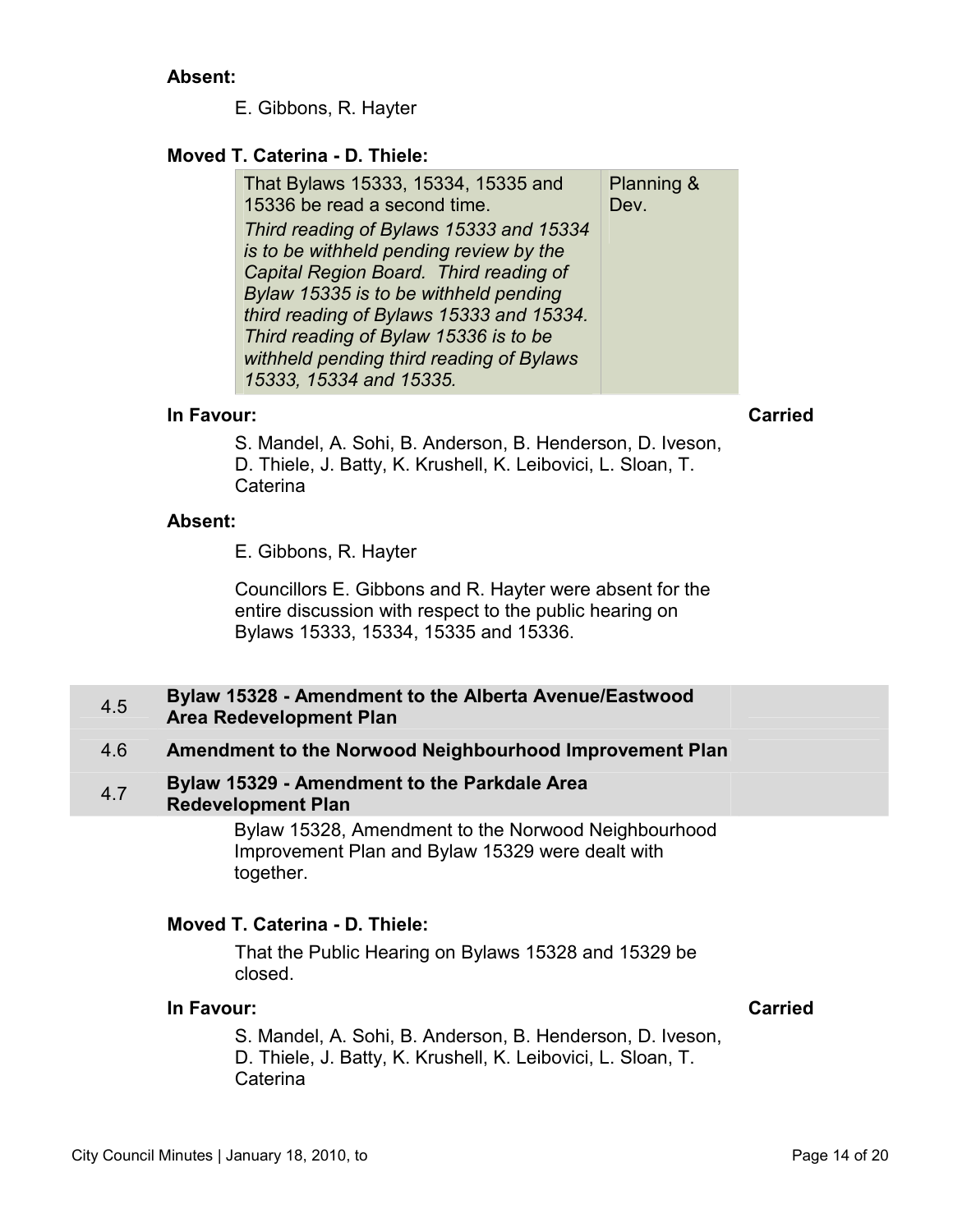**Absent:**

E. Gibbons, R. Hayter

**Moved T. Caterina - D. Thiele:**

| That Bylaws 15333, 15334, 15335 and 15336 be read a second time. *Third reading of Bylaws 15333 and 15334 is to be withheld pending review by the Capital Region Board. Third reading of Bylaw 15335 is to be withheld pending third reading of Bylaws 15333 and 15334. Third reading of Bylaw 15336 is to be withheld pending third reading of Bylaws 15333, 15334 and 15335.* | Planning & Dev. |
|---|---|

**In Favour:** **Carried**

S. Mandel, A. Sohi, B. Anderson, B. Henderson, D. Iveson, D. Thiele, J. Batty, K. Krushell, K. Leibovici, L. Sloan, T. Caterina

**Absent:**

E. Gibbons, R. Hayter

Councillors E. Gibbons and R. Hayter were absent for the entire discussion with respect to the public hearing on Bylaws 15333, 15334, 15335 and 15336.

### 4.5 Bylaw 15328 - Amendment to the Alberta Avenue/Eastwood Area Redevelopment Plan

### 4.6 Amendment to the Norwood Neighbourhood Improvement Plan

### 4.7 Bylaw 15329 - Amendment to the Parkdale Area Redevelopment Plan

Bylaw 15328, Amendment to the Norwood Neighbourhood Improvement Plan and Bylaw 15329 were dealt with together.

**Moved T. Caterina - D. Thiele:**

That the Public Hearing on Bylaws 15328 and 15329 be closed.

**In Favour:** **Carried**

S. Mandel, A. Sohi, B. Anderson, B. Henderson, D. Iveson, D. Thiele, J. Batty, K. Krushell, K. Leibovici, L. Sloan, T. Caterina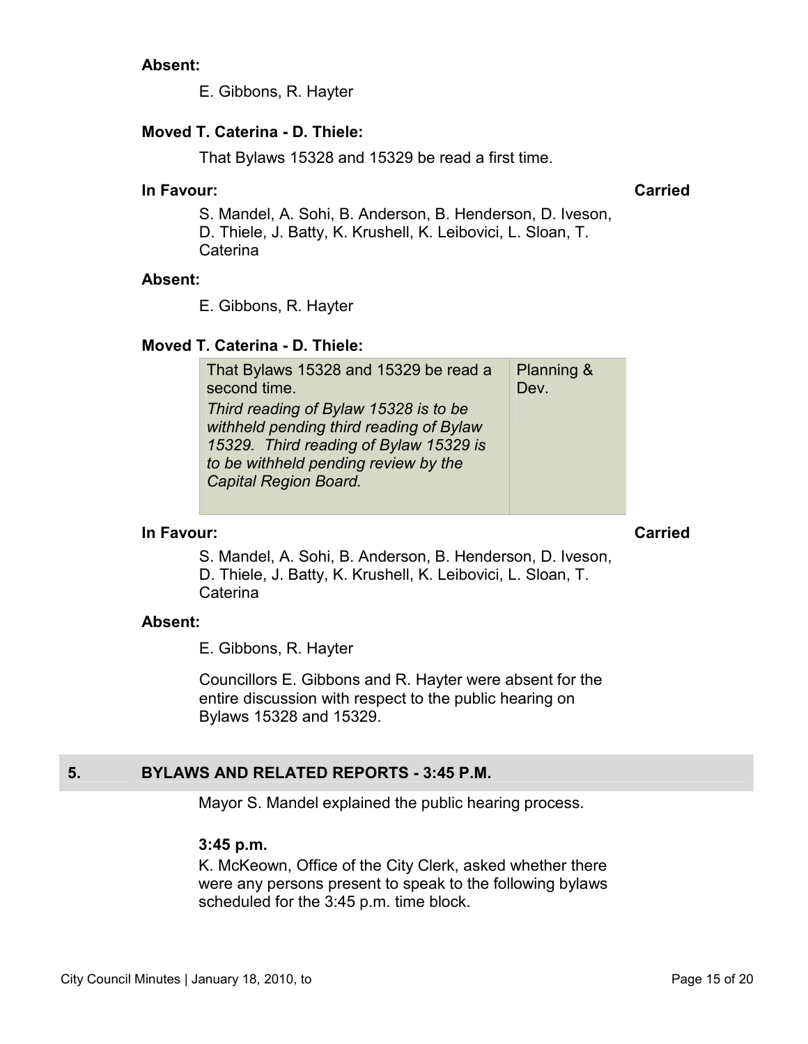**Absent:**

E. Gibbons, R. Hayter

**Moved T. Caterina - D. Thiele:**

That Bylaws 15328 and 15329 be read a first time.

**In Favour:** **Carried**

S. Mandel, A. Sohi, B. Anderson, B. Henderson, D. Iveson, D. Thiele, J. Batty, K. Krushell, K. Leibovici, L. Sloan, T. Caterina

**Absent:**

E. Gibbons, R. Hayter

**Moved T. Caterina - D. Thiele:**

| | |
|---|---|
| That Bylaws 15328 and 15329 be read a second time.<br>*Third reading of Bylaw 15328 is to be withheld pending third reading of Bylaw 15329. Third reading of Bylaw 15329 is to be withheld pending review by the Capital Region Board.* | Planning & Dev. |

**In Favour:** **Carried**

S. Mandel, A. Sohi, B. Anderson, B. Henderson, D. Iveson, D. Thiele, J. Batty, K. Krushell, K. Leibovici, L. Sloan, T. Caterina

**Absent:**

E. Gibbons, R. Hayter

Councillors E. Gibbons and R. Hayter were absent for the entire discussion with respect to the public hearing on Bylaws 15328 and 15329.

## 5. BYLAWS AND RELATED REPORTS - 3:45 P.M.

Mayor S. Mandel explained the public hearing process.

**3:45 p.m.**

K. McKeown, Office of the City Clerk, asked whether there were any persons present to speak to the following bylaws scheduled for the 3:45 p.m. time block.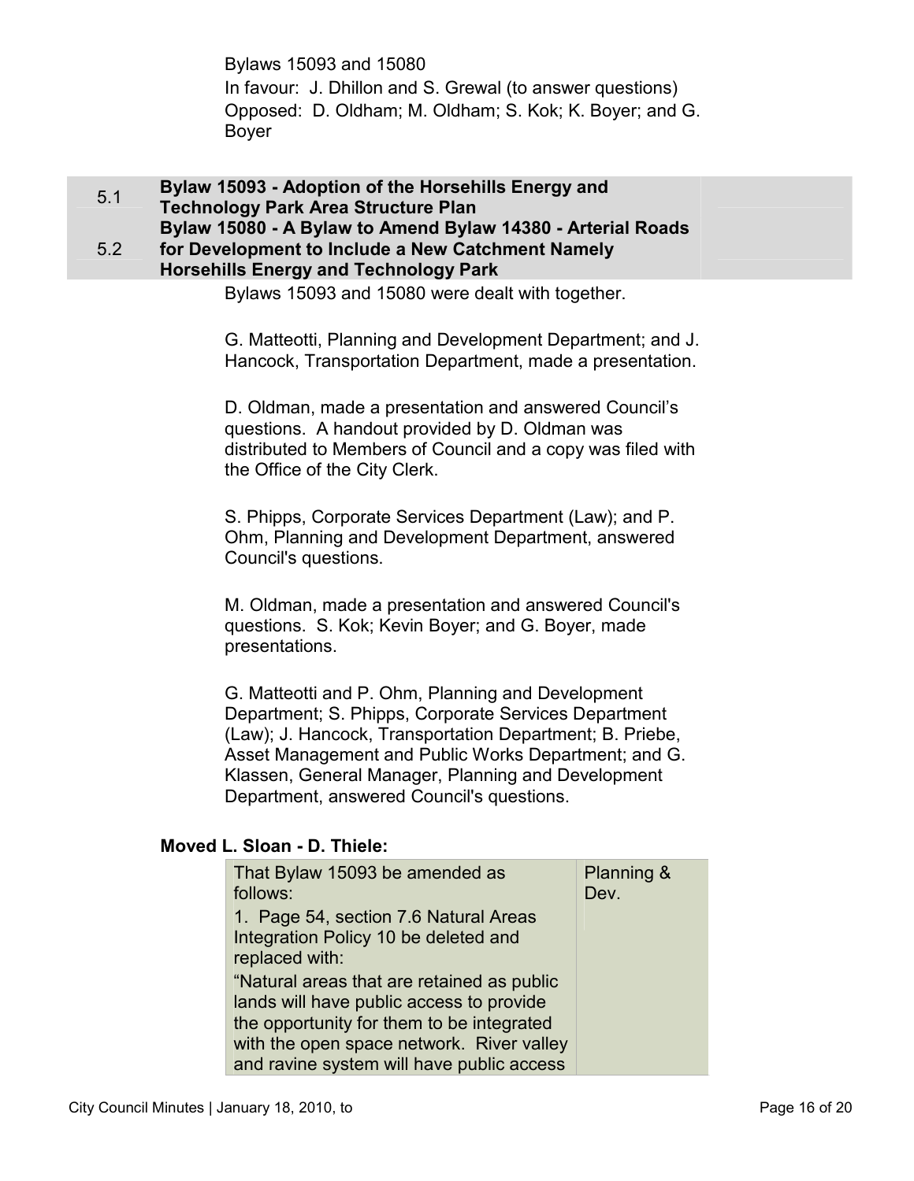Bylaws 15093 and 15080
In favour: J. Dhillon and S. Grewal (to answer questions)
Opposed: D. Oldham; M. Oldham; S. Kok; K. Boyer; and G. Boyer

| | | |
|---|---|---|
| 5.1 | **Bylaw 15093 - Adoption of the Horsehills Energy and Technology Park Area Structure Plan** | |
| 5.2 | **Bylaw 15080 - A Bylaw to Amend Bylaw 14380 - Arterial Roads for Development to Include a New Catchment Namely Horsehills Energy and Technology Park** | |

Bylaws 15093 and 15080 were dealt with together.

G. Matteotti, Planning and Development Department; and J. Hancock, Transportation Department, made a presentation.

D. Oldman, made a presentation and answered Council's questions. A handout provided by D. Oldman was distributed to Members of Council and a copy was filed with the Office of the City Clerk.

S. Phipps, Corporate Services Department (Law); and P. Ohm, Planning and Development Department, answered Council's questions.

M. Oldman, made a presentation and answered Council's questions. S. Kok; Kevin Boyer; and G. Boyer, made presentations.

G. Matteotti and P. Ohm, Planning and Development Department; S. Phipps, Corporate Services Department (Law); J. Hancock, Transportation Department; B. Priebe, Asset Management and Public Works Department; and G. Klassen, General Manager, Planning and Development Department, answered Council's questions.

**Moved L. Sloan - D. Thiele:**

| | |
|---|---|
| That Bylaw 15093 be amended as follows:<br>1. Page 54, section 7.6 Natural Areas Integration Policy 10 be deleted and replaced with:<br>"Natural areas that are retained as public lands will have public access to provide the opportunity for them to be integrated with the open space network. River valley and ravine system will have public access | Planning & Dev. |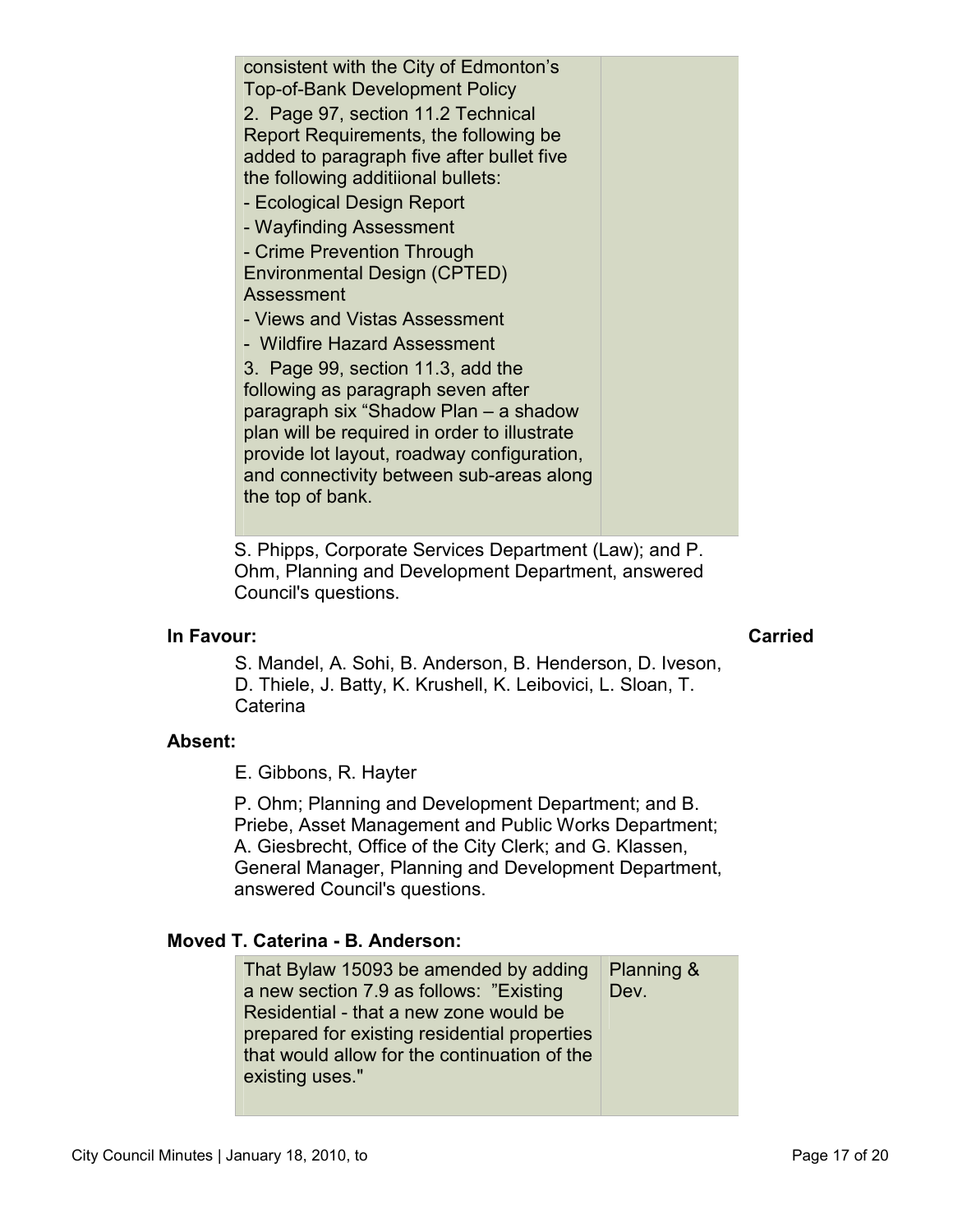| | |
|---|---|
| consistent with the City of Edmonton's Top-of-Bank Development Policy<br>2. Page 97, section 11.2 Technical Report Requirements, the following be added to paragraph five after bullet five the following additiional bullets:<br>- Ecological Design Report<br>- Wayfinding Assessment<br>- Crime Prevention Through Environmental Design (CPTED) Assessment<br>- Views and Vistas Assessment<br>- Wildfire Hazard Assessment<br>3. Page 99, section 11.3, add the following as paragraph seven after paragraph six "Shadow Plan – a shadow plan will be required in order to illustrate provide lot layout, roadway configuration, and connectivity between sub-areas along the top of bank. | |

S. Phipps, Corporate Services Department (Law); and P. Ohm, Planning and Development Department, answered Council's questions.

**In Favour:** **Carried**

S. Mandel, A. Sohi, B. Anderson, B. Henderson, D. Iveson, D. Thiele, J. Batty, K. Krushell, K. Leibovici, L. Sloan, T. Caterina

**Absent:**

E. Gibbons, R. Hayter

P. Ohm; Planning and Development Department; and B. Priebe, Asset Management and Public Works Department; A. Giesbrecht, Office of the City Clerk; and G. Klassen, General Manager, Planning and Development Department, answered Council's questions.

**Moved T. Caterina - B. Anderson:**

| | |
|---|---|
| That Bylaw 15093 be amended by adding a new section 7.9 as follows: "Existing Residential - that a new zone would be prepared for existing residential properties that would allow for the continuation of the existing uses." | Planning & Dev. |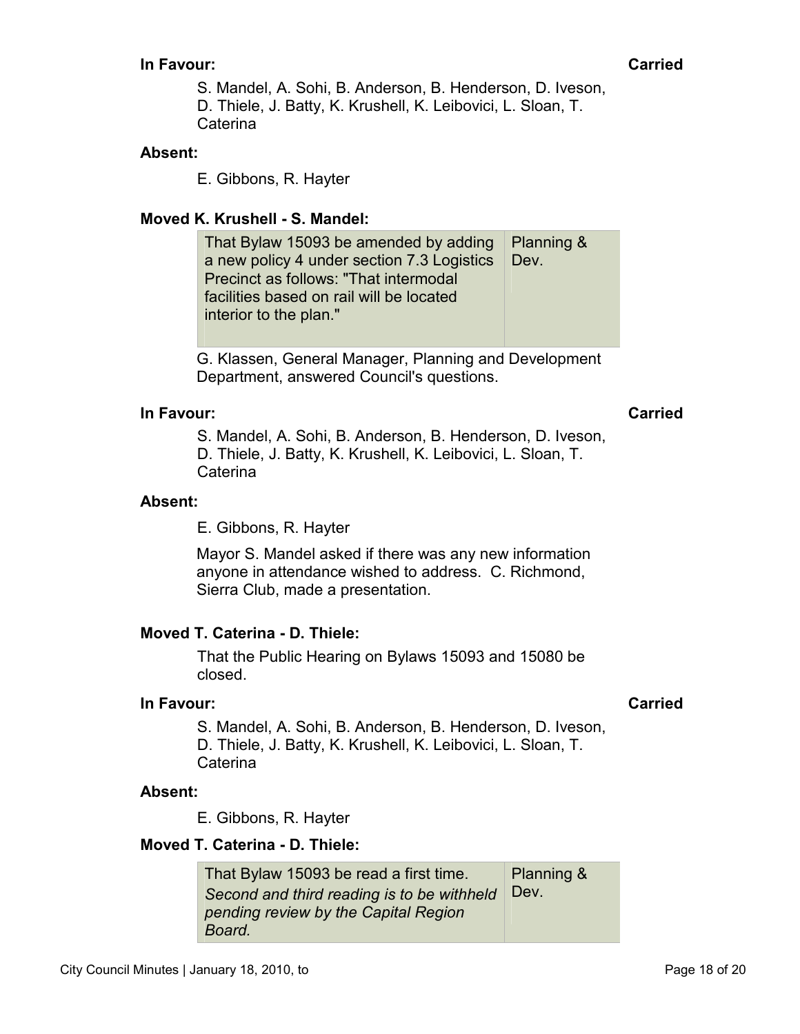**In Favour:** **Carried**

S. Mandel, A. Sohi, B. Anderson, B. Henderson, D. Iveson, D. Thiele, J. Batty, K. Krushell, K. Leibovici, L. Sloan, T. Caterina

**Absent:**

E. Gibbons, R. Hayter

**Moved K. Krushell - S. Mandel:**

| | |
|---|---|
| That Bylaw 15093 be amended by adding a new policy 4 under section 7.3 Logistics Precinct as follows: "That intermodal facilities based on rail will be located interior to the plan." | Planning & Dev. |

G. Klassen, General Manager, Planning and Development Department, answered Council's questions.

**In Favour:** **Carried**

S. Mandel, A. Sohi, B. Anderson, B. Henderson, D. Iveson, D. Thiele, J. Batty, K. Krushell, K. Leibovici, L. Sloan, T. Caterina

**Absent:**

E. Gibbons, R. Hayter

Mayor S. Mandel asked if there was any new information anyone in attendance wished to address. C. Richmond, Sierra Club, made a presentation.

**Moved T. Caterina - D. Thiele:**

That the Public Hearing on Bylaws 15093 and 15080 be closed.

**In Favour:** **Carried**

S. Mandel, A. Sohi, B. Anderson, B. Henderson, D. Iveson, D. Thiele, J. Batty, K. Krushell, K. Leibovici, L. Sloan, T. Caterina

**Absent:**

E. Gibbons, R. Hayter

**Moved T. Caterina - D. Thiele:**

| | |
|---|---|
| That Bylaw 15093 be read a first time. *Second and third reading is to be withheld pending review by the Capital Region Board.* | Planning & Dev. |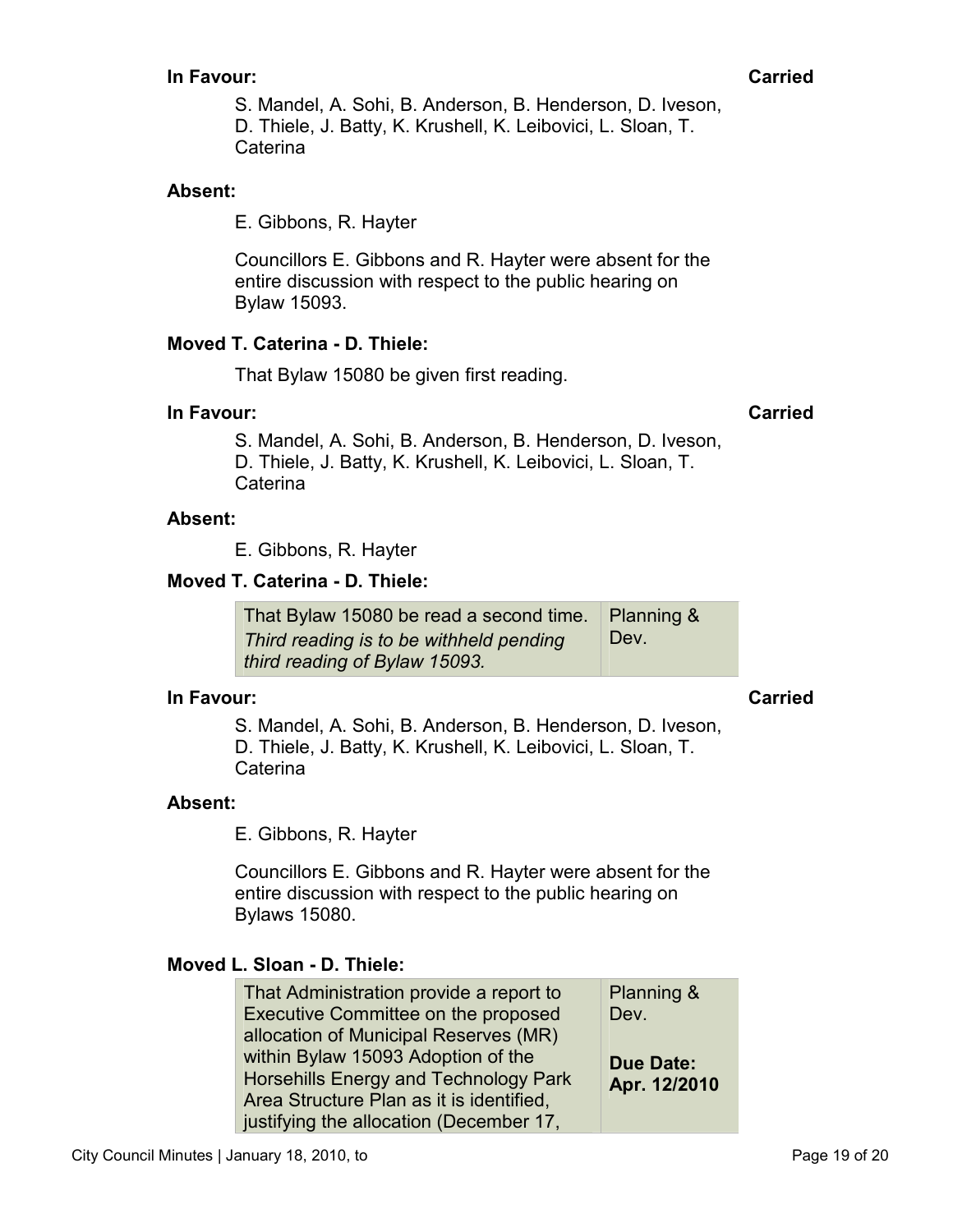**In Favour:** **Carried**

S. Mandel, A. Sohi, B. Anderson, B. Henderson, D. Iveson, D. Thiele, J. Batty, K. Krushell, K. Leibovici, L. Sloan, T. Caterina

**Absent:**

E. Gibbons, R. Hayter

Councillors E. Gibbons and R. Hayter were absent for the entire discussion with respect to the public hearing on Bylaw 15093.

**Moved T. Caterina - D. Thiele:**

That Bylaw 15080 be given first reading.

**In Favour:** **Carried**

S. Mandel, A. Sohi, B. Anderson, B. Henderson, D. Iveson, D. Thiele, J. Batty, K. Krushell, K. Leibovici, L. Sloan, T. Caterina

**Absent:**

E. Gibbons, R. Hayter

**Moved T. Caterina - D. Thiele:**

| | |
|---|---|
| That Bylaw 15080 be read a second time. *Third reading is to be withheld pending third reading of Bylaw 15093.* | Planning & Dev. |

**In Favour:** **Carried**

S. Mandel, A. Sohi, B. Anderson, B. Henderson, D. Iveson, D. Thiele, J. Batty, K. Krushell, K. Leibovici, L. Sloan, T. Caterina

**Absent:**

E. Gibbons, R. Hayter

Councillors E. Gibbons and R. Hayter were absent for the entire discussion with respect to the public hearing on Bylaws 15080.

**Moved L. Sloan - D. Thiele:**

| | |
|---|---|
| That Administration provide a report to Executive Committee on the proposed allocation of Municipal Reserves (MR) within Bylaw 15093 Adoption of the Horsehills Energy and Technology Park Area Structure Plan as it is identified, justifying the allocation (December 17, | Planning & Dev.<br><br>**Due Date: Apr. 12/2010** |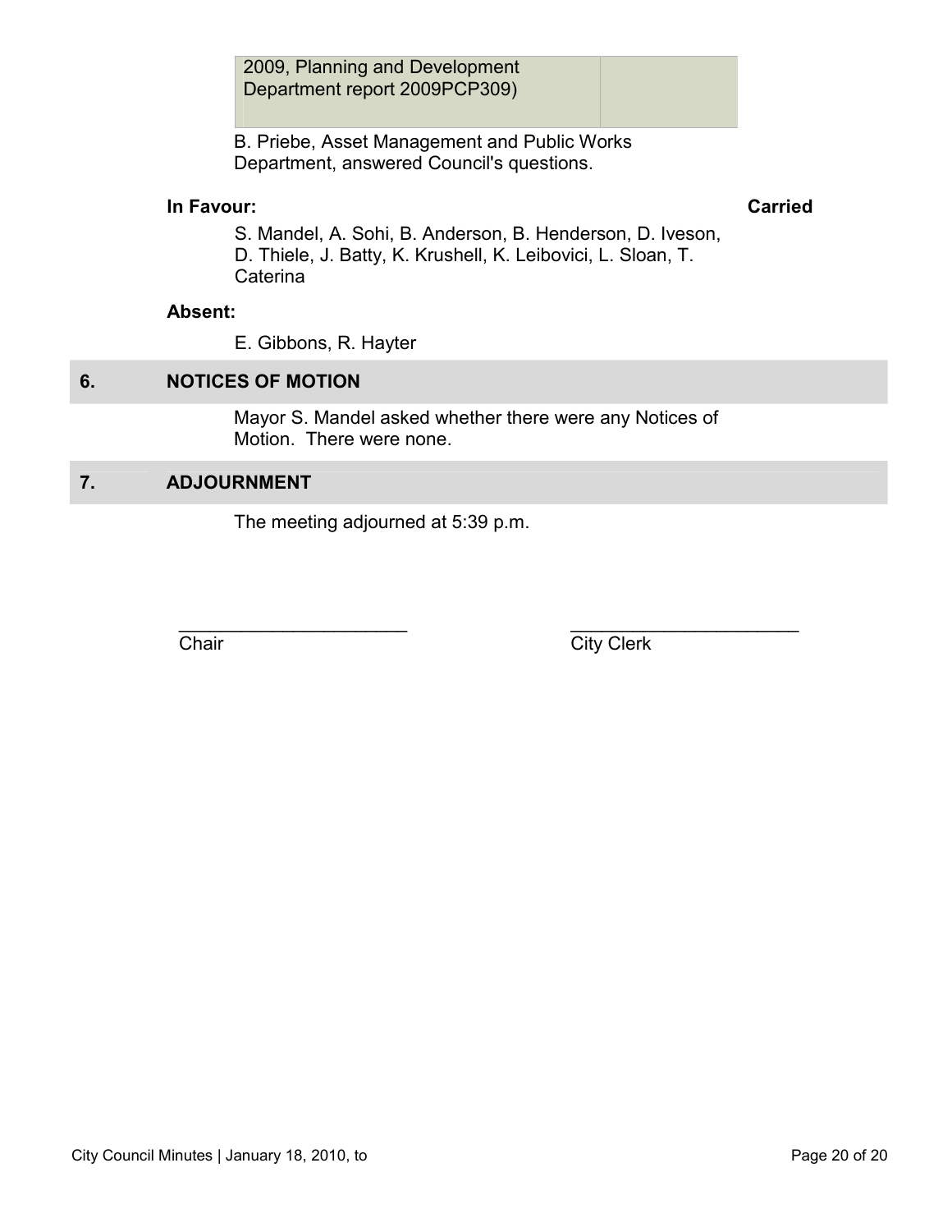| | |
|---|---|
| 2009, Planning and Development Department report 2009PCP309) | |

B. Priebe, Asset Management and Public Works Department, answered Council's questions.

**In Favour:** **Carried**

S. Mandel, A. Sohi, B. Anderson, B. Henderson, D. Iveson, D. Thiele, J. Batty, K. Krushell, K. Leibovici, L. Sloan, T. Caterina

**Absent:**

E. Gibbons, R. Hayter

## 6. NOTICES OF MOTION

Mayor S. Mandel asked whether there were any Notices of Motion. There were none.

## 7. ADJOURNMENT

The meeting adjourned at 5:39 p.m.

______________________ Chair

______________________ City Clerk